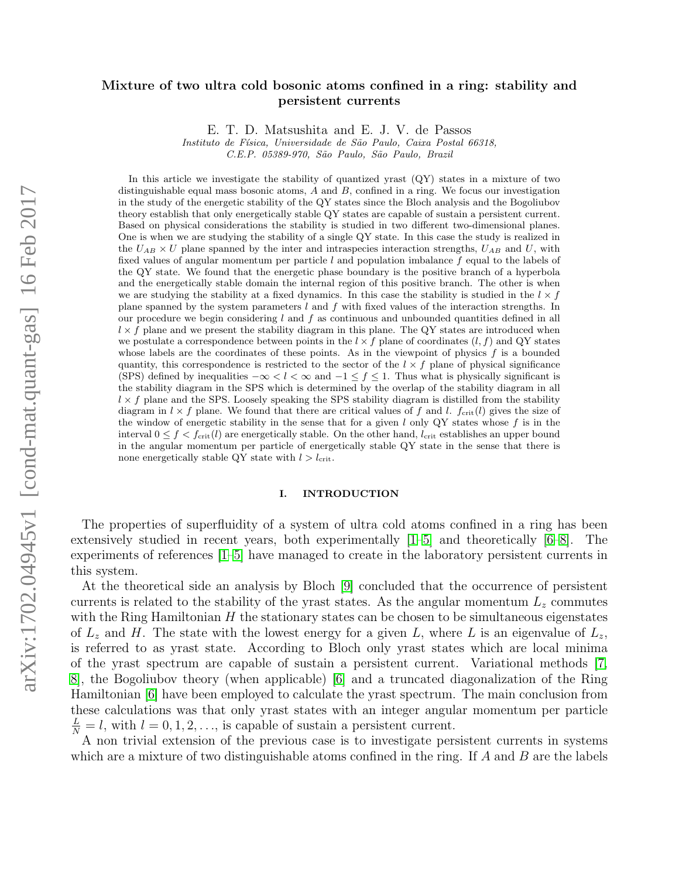# Mixture of two ultra cold bosonic atoms confined in a ring: stability and persistent currents

E. T. D. Matsushita and E. J. V. de Passos

*Instituto de Física, Universidade de São Paulo, Caixa Postal 66318, C.E.P. 05389-970, São Paulo, São Paulo, Brazil*

In this article we investigate the stability of quantized yrast (QY) states in a mixture of two distinguishable equal mass bosonic atoms, $A$ and $B$, confined in a ring. We focus our investigation in the study of the energetic stability of the QY states since the Bloch analysis and the Bogoliubov theory establish that only energetically stable QY states are capable of sustain a persistent current. Based on physical considerations the stability is studied in two different two-dimensional planes. One is when we are studying the stability of a single QY state. In this case the study is realized in the $U_{AB} \times U$ plane spanned by the inter and intraspecies interaction strengths, $U_{AB}$ and $U$, with fixed values of angular momentum per particle $l$ and population imbalance $f$ equal to the labels of the QY state. We found that the energetic phase boundary is the positive branch of a hyperbola and the energetically stable domain the internal region of this positive branch. The other is when we are studying the stability at a fixed dynamics. In this case the stability is studied in the $l \times f$ plane spanned by the system parameters $l$ and $f$ with fixed values of the interaction strengths. In our procedure we begin considering $l$ and $f$ as continuous and unbounded quantities defined in all $l \times f$ plane and we present the stability diagram in this plane. The QY states are introduced when we postulate a correspondence between points in the $l \times f$ plane of coordinates $(l, f)$ and QY states whose labels are the coordinates of these points. As in the viewpoint of physics $f$ is a bounded quantity, this correspondence is restricted to the sector of the $l \times f$ plane of physical significance (SPS) defined by inequalities $-\infty < l < \infty$ and $-1 \leq f \leq 1$. Thus what is physically significant is the stability diagram in the SPS which is determined by the overlap of the stability diagram in all $l \times f$ plane and the SPS. Loosely speaking the SPS stability diagram is distilled from the stability diagram in $l \times f$ plane and the SPS. We found that there are critical values of $f$ and $l$. $f_{\text{crit}}(l)$ gives the size of the window of energetic stability in the sense that for a given $l$ only QY states whose $f$ is in the interval $0 \leq f < f_{\text{crit}}(l)$ are energetically stable. On the other hand, $l_{\text{crit}}$ establishes an upper bound in the angular momentum per particle of energetically stable QY state in the sense that there is none energetically stable QY state with $l > l_{\text{crit}}$.

## I. INTRODUCTION

The properties of superfluidity of a system of ultra cold atoms confined in a ring has been extensively studied in recent years, both experimentally [1–5] and theoretically [6–8]. The experiments of references [1–5] have managed to create in the laboratory persistent currents in this system.

At the theoretical side an analysis by Bloch [9] concluded that the occurrence of persistent currents is related to the stability of the yrast states. As the angular momentum $L_z$ commutes with the Ring Hamiltonian $H$ the stationary states can be chosen to be simultaneous eigenstates of $L_z$ and $H$. The state with the lowest energy for a given $L$, where $L$ is an eigenvalue of $L_z$, is referred to as yrast state. According to Bloch only yrast states which are local minima of the yrast spectrum are capable of sustain a persistent current. Variational methods [7, 8], the Bogoliubov theory (when applicable) [6] and a truncated diagonalization of the Ring Hamiltonian [6] have been employed to calculate the yrast spectrum. The main conclusion from these calculations was that only yrast states with an integer angular momentum per particle $\frac{L}{N} = l$, with $l = 0, 1, 2, \ldots$, is capable of sustain a persistent current.

A non trivial extension of the previous case is to investigate persistent currents in systems which are a mixture of two distinguishable atoms confined in the ring. If $A$ and $B$ are the labels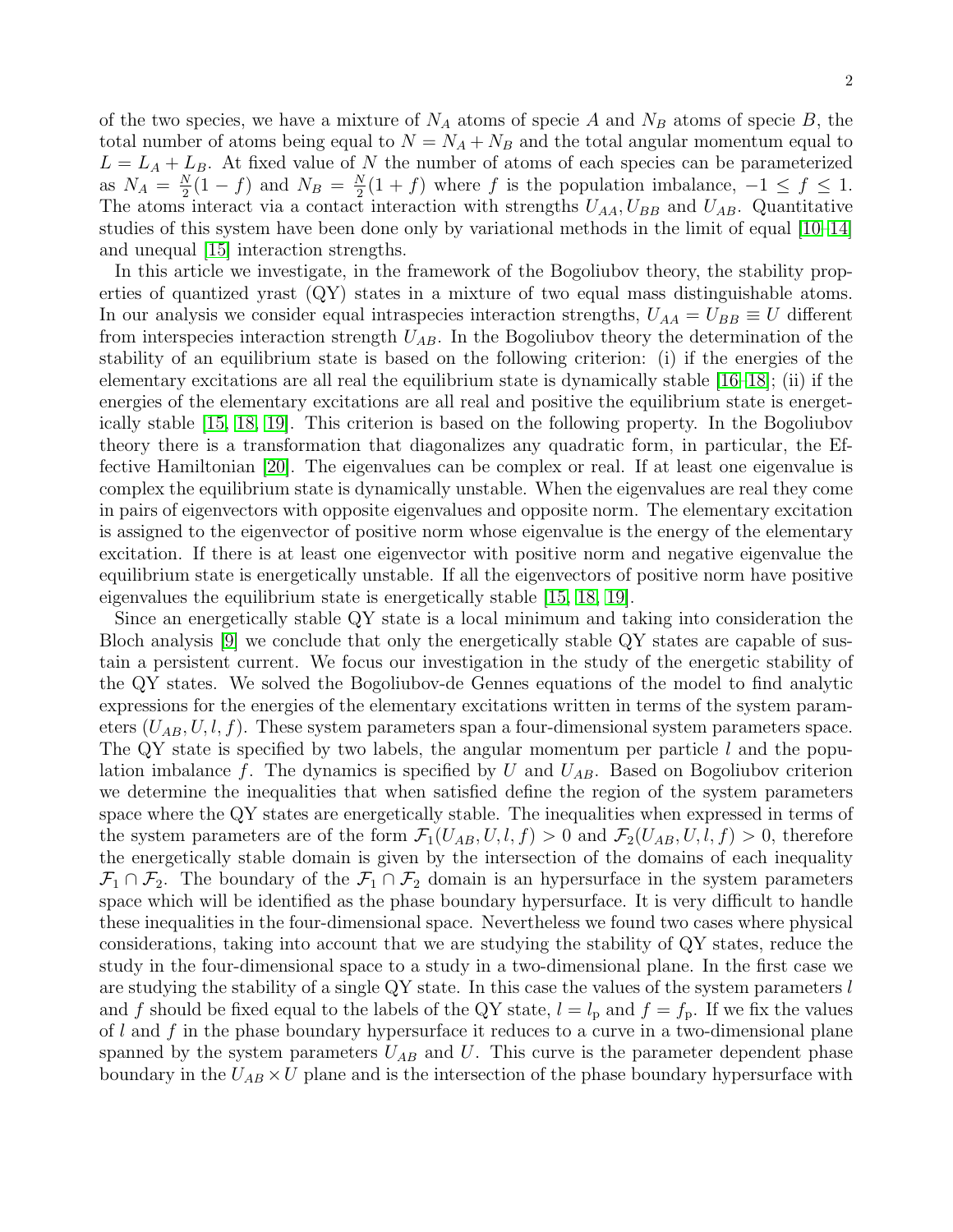of the two species, we have a mixture of $N_A$ atoms of specie $A$ and $N_B$ atoms of specie $B$, the total number of atoms being equal to $N = N_A + N_B$ and the total angular momentum equal to $L = L_A + L_B$. At fixed value of $N$ the number of atoms of each species can be parameterized as $N_A = \frac{N}{2}(1-f)$ and $N_B = \frac{N}{2}(1+f)$ where $f$ is the population imbalance, $-1 \leq f \leq 1$. The atoms interact via a contact interaction with strengths $U_{AA}, U_{BB}$ and $U_{AB}$. Quantitative studies of this system have been done only by variational methods in the limit of equal [10–14] and unequal [15] interaction strengths.

In this article we investigate, in the framework of the Bogoliubov theory, the stability properties of quantized yrast (QY) states in a mixture of two equal mass distinguishable atoms. In our analysis we consider equal intraspecies interaction strengths, $U_{AA} = U_{BB} \equiv U$ different from interspecies interaction strength $U_{AB}$. In the Bogoliubov theory the determination of the stability of an equilibrium state is based on the following criterion: (i) if the energies of the elementary excitations are all real the equilibrium state is dynamically stable [16–18]; (ii) if the energies of the elementary excitations are all real and positive the equilibrium state is energetically stable [15, 18, 19]. This criterion is based on the following property. In the Bogoliubov theory there is a transformation that diagonalizes any quadratic form, in particular, the Effective Hamiltonian [20]. The eigenvalues can be complex or real. If at least one eigenvalue is complex the equilibrium state is dynamically unstable. When the eigenvalues are real they come in pairs of eigenvectors with opposite eigenvalues and opposite norm. The elementary excitation is assigned to the eigenvector of positive norm whose eigenvalue is the energy of the elementary excitation. If there is at least one eigenvector with positive norm and negative eigenvalue the equilibrium state is energetically unstable. If all the eigenvectors of positive norm have positive eigenvalues the equilibrium state is energetically stable [15, 18, 19].

Since an energetically stable QY state is a local minimum and taking into consideration the Bloch analysis [9] we conclude that only the energetically stable QY states are capable of sustain a persistent current. We focus our investigation in the study of the energetic stability of the QY states. We solved the Bogoliubov-de Gennes equations of the model to find analytic expressions for the energies of the elementary excitations written in terms of the system parameters $(U_{AB}, U, l, f)$. These system parameters span a four-dimensional system parameters space. The QY state is specified by two labels, the angular momentum per particle $l$ and the population imbalance $f$. The dynamics is specified by $U$ and $U_{AB}$. Based on Bogoliubov criterion we determine the inequalities that when satisfied define the region of the system parameters space where the QY states are energetically stable. The inequalities when expressed in terms of the system parameters are of the form $\mathcal{F}_1(U_{AB}, U, l, f) > 0$ and $\mathcal{F}_2(U_{AB}, U, l, f) > 0$, therefore the energetically stable domain is given by the intersection of the domains of each inequality $\mathcal{F}_1 \cap \mathcal{F}_2$. The boundary of the $\mathcal{F}_1 \cap \mathcal{F}_2$ domain is an hypersurface in the system parameters space which will be identified as the phase boundary hypersurface. It is very difficult to handle these inequalities in the four-dimensional space. Nevertheless we found two cases where physical considerations, taking into account that we are studying the stability of QY states, reduce the study in the four-dimensional space to a study in a two-dimensional plane. In the first case we are studying the stability of a single QY state. In this case the values of the system parameters $l$ and $f$ should be fixed equal to the labels of the QY state, $l = l_{\rm p}$ and $f = f_{\rm p}$. If we fix the values of $l$ and $f$ in the phase boundary hypersurface it reduces to a curve in a two-dimensional plane spanned by the system parameters $U_{AB}$ and $U$. This curve is the parameter dependent phase boundary in the $U_{AB} \times U$ plane and is the intersection of the phase boundary hypersurface with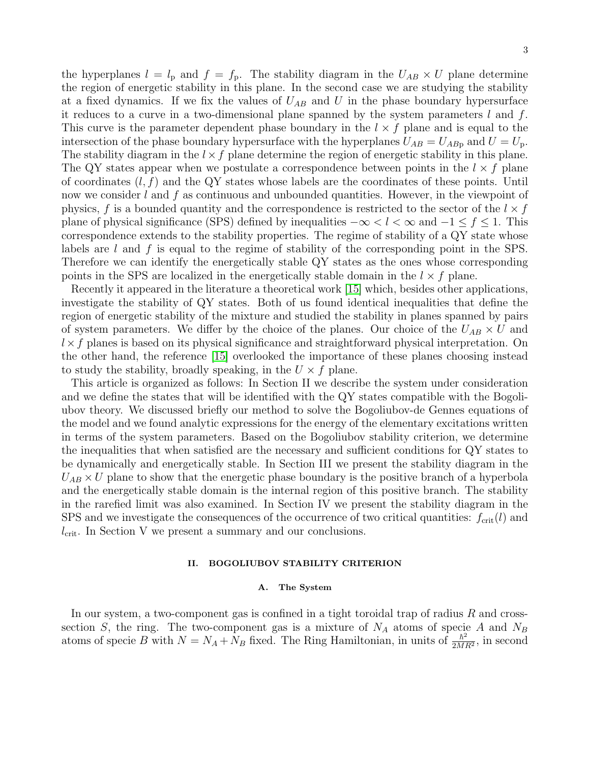the hyperplanes $l = l_{\mathrm{p}}$ and $f = f_{\mathrm{p}}$. The stability diagram in the $U_{AB} \times U$ plane determine the region of energetic stability in this plane. In the second case we are studying the stability at a fixed dynamics. If we fix the values of $U_{AB}$ and $U$ in the phase boundary hypersurface it reduces to a curve in a two-dimensional plane spanned by the system parameters $l$ and $f$. This curve is the parameter dependent phase boundary in the $l \times f$ plane and is equal to the intersection of the phase boundary hypersurface with the hyperplanes $U_{AB} = U_{AB\mathrm{p}}$ and $U = U_{\mathrm{p}}$. The stability diagram in the $l \times f$ plane determine the region of energetic stability in this plane. The QY states appear when we postulate a correspondence between points in the $l \times f$ plane of coordinates $(l, f)$ and the QY states whose labels are the coordinates of these points. Until now we consider $l$ and $f$ as continuous and unbounded quantities. However, in the viewpoint of physics, $f$ is a bounded quantity and the correspondence is restricted to the sector of the $l \times f$ plane of physical significance (SPS) defined by inequalities $-\infty < l < \infty$ and $-1 \leq f \leq 1$. This correspondence extends to the stability properties. The regime of stability of a QY state whose labels are $l$ and $f$ is equal to the regime of stability of the corresponding point in the SPS. Therefore we can identify the energetically stable QY states as the ones whose corresponding points in the SPS are localized in the energetically stable domain in the $l \times f$ plane.

Recently it appeared in the literature a theoretical work [15] which, besides other applications, investigate the stability of QY states. Both of us found identical inequalities that define the region of energetic stability of the mixture and studied the stability in planes spanned by pairs of system parameters. We differ by the choice of the planes. Our choice of the $U_{AB} \times U$ and $l \times f$ planes is based on its physical significance and straightforward physical interpretation. On the other hand, the reference [15] overlooked the importance of these planes choosing instead to study the stability, broadly speaking, in the $U \times f$ plane.

This article is organized as follows: In Section II we describe the system under consideration and we define the states that will be identified with the QY states compatible with the Bogoliubov theory. We discussed briefly our method to solve the Bogoliubov-de Gennes equations of the model and we found analytic expressions for the energy of the elementary excitations written in terms of the system parameters. Based on the Bogoliubov stability criterion, we determine the inequalities that when satisfied are the necessary and sufficient conditions for QY states to be dynamically and energetically stable. In Section III we present the stability diagram in the $U_{AB} \times U$ plane to show that the energetic phase boundary is the positive branch of a hyperbola and the energetically stable domain is the internal region of this positive branch. The stability in the rarefied limit was also examined. In Section IV we present the stability diagram in the SPS and we investigate the consequences of the occurrence of two critical quantities: $f_{\mathrm{crit}}(l)$ and $l_{\mathrm{crit}}$. In Section V we present a summary and our conclusions.

## II. BOGOLIUBOV STABILITY CRITERION

### A. The System

In our system, a two-component gas is confined in a tight toroidal trap of radius $R$ and cross-section $S$, the ring. The two-component gas is a mixture of $N_A$ atoms of specie $A$ and $N_B$ atoms of specie $B$ with $N = N_A + N_B$ fixed. The Ring Hamiltonian, in units of $\frac{\hbar^2}{2MR^2}$, in second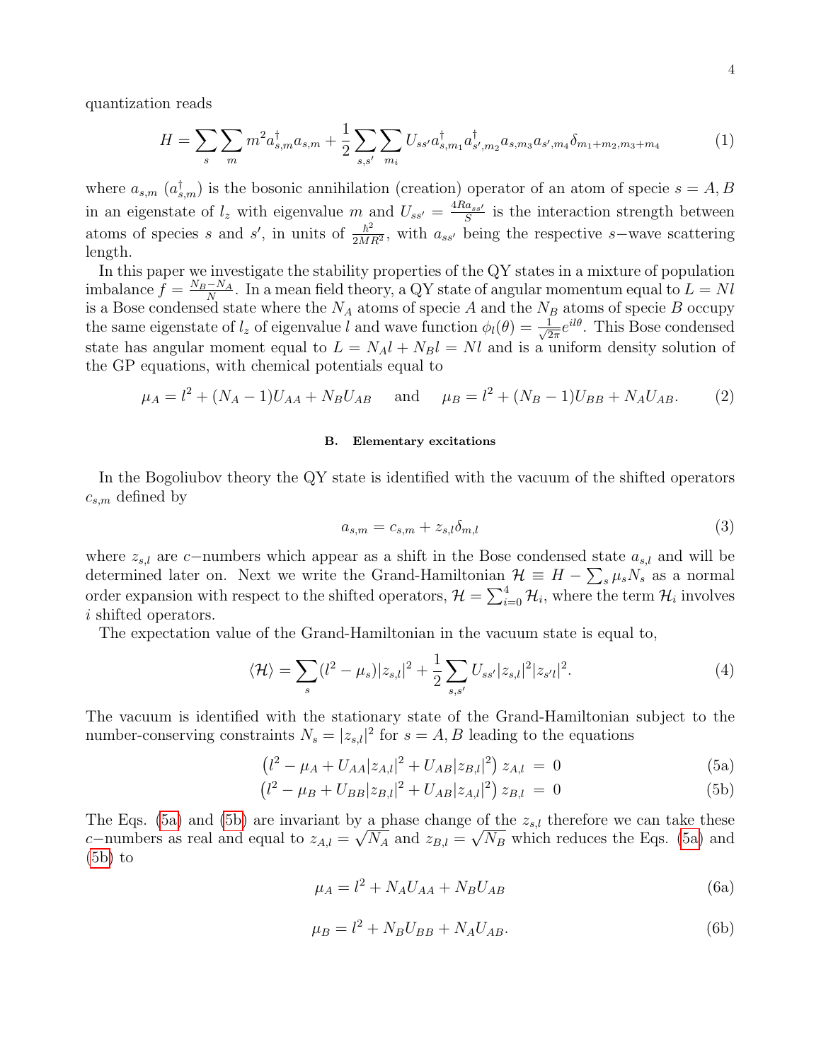quantization reads

$$H = \sum_s \sum_m m^2 a^\dagger_{s,m} a_{s,m} + \frac{1}{2} \sum_{s,s'} \sum_{m_i} U_{ss'} a^\dagger_{s,m_1} a^\dagger_{s',m_2} a_{s,m_3} a_{s',m_4} \delta_{m_1+m_2,m_3+m_4} \tag{1}$$

where $a_{s,m}$ ($a^\dagger_{s,m}$) is the bosonic annihilation (creation) operator of an atom of specie $s = A, B$ in an eigenstate of $l_z$ with eigenvalue $m$ and $U_{ss'} = \frac{4Ra_{ss'}}{S}$ is the interaction strength between atoms of species $s$ and $s'$, in units of $\frac{\hbar^2}{2MR^2}$, with $a_{ss'}$ being the respective $s-$wave scattering length.

In this paper we investigate the stability properties of the QY states in a mixture of population imbalance $f = \frac{N_B - N_A}{N}$. In a mean field theory, a QY state of angular momentum equal to $L = Nl$ is a Bose condensed state where the $N_A$ atoms of specie $A$ and the $N_B$ atoms of specie $B$ occupy the same eigenstate of $l_z$ of eigenvalue $l$ and wave function $\phi_l(\theta) = \frac{1}{\sqrt{2\pi}} e^{il\theta}$. This Bose condensed state has angular moment equal to $L = N_A l + N_B l = Nl$ and is a uniform density solution of the GP equations, with chemical potentials equal to

$$\mu_A = l^2 + (N_A - 1)U_{AA} + N_B U_{AB} \quad \text{ and } \quad \mu_B = l^2 + (N_B - 1)U_{BB} + N_A U_{AB}. \tag{2}$$

### B. Elementary excitations

In the Bogoliubov theory the QY state is identified with the vacuum of the shifted operators $c_{s,m}$ defined by

$$a_{s,m} = c_{s,m} + z_{s,l}\delta_{m,l} \tag{3}$$

where $z_{s,l}$ are $c-$numbers which appear as a shift in the Bose condensed state $a_{s,l}$ and will be determined later on. Next we write the Grand-Hamiltonian $\mathcal{H} \equiv H - \sum_s \mu_s N_s$ as a normal order expansion with respect to the shifted operators, $\mathcal{H} = \sum_{i=0}^{4} \mathcal{H}_i$, where the term $\mathcal{H}_i$ involves $i$ shifted operators.

The expectation value of the Grand-Hamiltonian in the vacuum state is equal to,

$$\langle \mathcal{H} \rangle = \sum_s (l^2 - \mu_s)|z_{s,l}|^2 + \frac{1}{2} \sum_{s,s'} U_{ss'} |z_{s,l}|^2 |z_{s'l}|^2. \tag{4}$$

The vacuum is identified with the stationary state of the Grand-Hamiltonian subject to the number-conserving constraints $N_s = |z_{s,l}|^2$ for $s = A, B$ leading to the equations

$$\left(l^2 - \mu_A + U_{AA}|z_{A,l}|^2 + U_{AB}|z_{B,l}|^2\right) z_{A,l} = 0 \tag{5a}$$

$$\left(l^2 - \mu_B + U_{BB}|z_{B,l}|^2 + U_{AB}|z_{A,l}|^2\right) z_{B,l} = 0 \tag{5b}$$

The Eqs. (5a) and (5b) are invariant by a phase change of the $z_{s,l}$ therefore we can take these $c-$numbers as real and equal to $z_{A,l} = \sqrt{N_A}$ and $z_{B,l} = \sqrt{N_B}$ which reduces the Eqs. (5a) and (5b) to

$$\mu_A = l^2 + N_A U_{AA} + N_B U_{AB} \tag{6a}$$

$$\mu_B = l^2 + N_B U_{BB} + N_A U_{AB}. \tag{6b}$$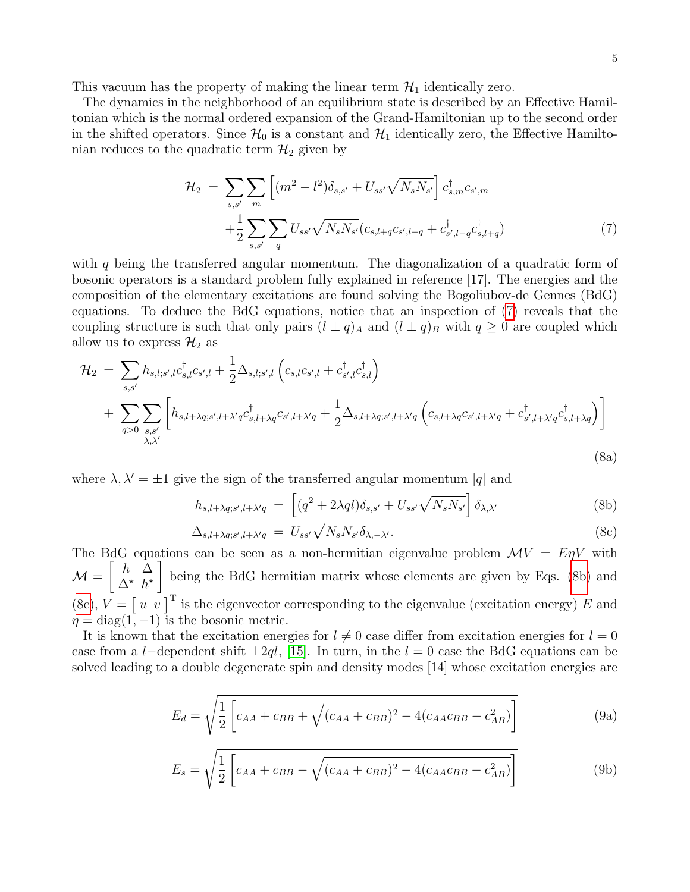This vacuum has the property of making the linear term $\mathcal{H}_1$ identically zero.

The dynamics in the neighborhood of an equilibrium state is described by an Effective Hamiltonian which is the normal ordered expansion of the Grand-Hamiltonian up to the second order in the shifted operators. Since $\mathcal{H}_0$ is a constant and $\mathcal{H}_1$ identically zero, the Effective Hamiltonian reduces to the quadratic term $\mathcal{H}_2$ given by

$$\begin{aligned}\mathcal{H}_2 &= \sum_{s,s'}\sum_{m}\left[(m^2-l^2)\delta_{s,s'} + U_{ss'}\sqrt{N_sN_{s'}}\right]c^\dagger_{s,m}c_{s',m} \\ &+\frac{1}{2}\sum_{s,s'}\sum_{q}U_{ss'}\sqrt{N_sN_{s'}}(c_{s,l+q}c_{s',l-q} + c^\dagger_{s',l-q}c^\dagger_{s,l+q})\end{aligned} \tag{7}$$

with $q$ being the transferred angular momentum. The diagonalization of a quadratic form of bosonic operators is a standard problem fully explained in reference [17]. The energies and the composition of the elementary excitations are found solving the Bogoliubov-de Gennes (BdG) equations. To deduce the BdG equations, notice that an inspection of (7) reveals that the coupling structure is such that only pairs $(l\pm q)_A$ and $(l\pm q)_B$ with $q\geq 0$ are coupled which allow us to express $\mathcal{H}_2$ as

$$\begin{aligned}\mathcal{H}_2 &= \sum_{s,s'} h_{s,l;s',l}c^\dagger_{s,l}c_{s',l} + \frac{1}{2}\Delta_{s,l;s',l}\left(c_{s,l}c_{s',l} + c^\dagger_{s',l}c^\dagger_{s,l}\right) \\ &+ \sum_{q>0}\sum_{\substack{s,s'\\ \lambda,\lambda'}}\left[h_{s,l+\lambda q;s',l+\lambda' q}c^\dagger_{s,l+\lambda q}c_{s',l+\lambda' q} + \frac{1}{2}\Delta_{s,l+\lambda q;s',l+\lambda' q}\left(c_{s,l+\lambda q}c_{s',l+\lambda' q} + c^\dagger_{s',l+\lambda' q}c^\dagger_{s,l+\lambda q}\right)\right]\end{aligned} \tag{8a}$$

where $\lambda,\lambda'=\pm 1$ give the sign of the transferred angular momentum $|q|$ and

$$h_{s,l+\lambda q;s',l+\lambda' q} = \left[(q^2+2\lambda q l)\delta_{s,s'} + U_{ss'}\sqrt{N_sN_{s'}}\right]\delta_{\lambda,\lambda'} \tag{8b}$$

$$\Delta_{s,l+\lambda q;s',l+\lambda' q} = U_{ss'}\sqrt{N_sN_{s'}}\delta_{\lambda,-\lambda'}. \tag{8c}$$

The BdG equations can be seen as a non-hermitian eigenvalue problem $\mathcal{M}V = E\eta V$ with $\mathcal{M} = \begin{bmatrix} h & \Delta \\ \Delta^\star & h^\star\end{bmatrix}$ being the BdG hermitian matrix whose elements are given by Eqs. (8b) and (8c), $V = \begin{bmatrix} u & v\end{bmatrix}^{\mathrm{T}}$ is the eigenvector corresponding to the eigenvalue (excitation energy) $E$ and $\eta = \mathrm{diag}(1,-1)$ is the bosonic metric.

It is known that the excitation energies for $l\neq 0$ case differ from excitation energies for $l=0$ case from a $l-$dependent shift $\pm 2ql$, [15]. In turn, in the $l=0$ case the BdG equations can be solved leading to a double degenerate spin and density modes [14] whose excitation energies are

$$E_d = \sqrt{\frac{1}{2}\left[c_{AA}+c_{BB}+\sqrt{(c_{AA}+c_{BB})^2 - 4(c_{AA}c_{BB}-c^2_{AB})}\right]} \tag{9a}$$

$$E_s = \sqrt{\frac{1}{2}\left[c_{AA}+c_{BB}-\sqrt{(c_{AA}+c_{BB})^2 - 4(c_{AA}c_{BB}-c^2_{AB})}\right]} \tag{9b}$$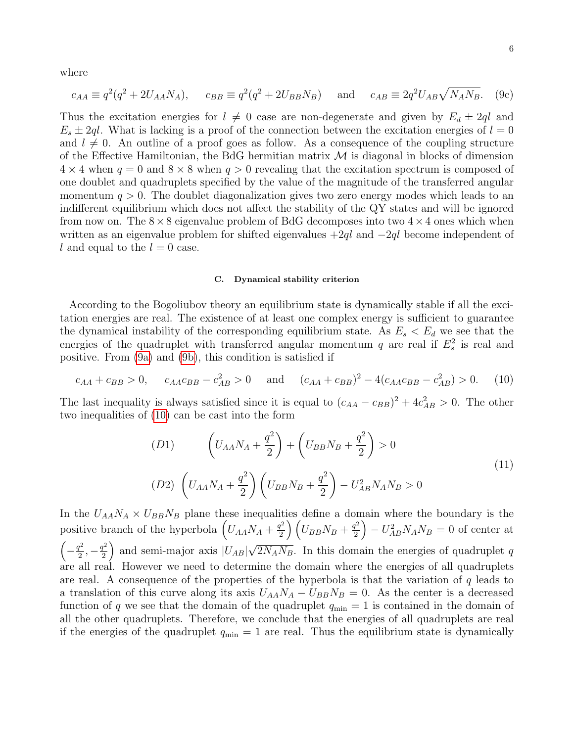where

$$c_{AA} \equiv q^2(q^2 + 2U_{AA}N_A), \quad c_{BB} \equiv q^2(q^2 + 2U_{BB}N_B) \quad \text{and} \quad c_{AB} \equiv 2q^2 U_{AB}\sqrt{N_A N_B}. \quad (9c)$$

Thus the excitation energies for $l \neq 0$ case are non-degenerate and given by $E_d \pm 2ql$ and $E_s \pm 2ql$. What is lacking is a proof of the connection between the excitation energies of $l = 0$ and $l \neq 0$. An outline of a proof goes as follow. As a consequence of the coupling structure of the Effective Hamiltonian, the BdG hermitian matrix $\mathcal{M}$ is diagonal in blocks of dimension $4 \times 4$ when $q = 0$ and $8 \times 8$ when $q > 0$ revealing that the excitation spectrum is composed of one doublet and quadruplets specified by the value of the magnitude of the transferred angular momentum $q > 0$. The doublet diagonalization gives two zero energy modes which leads to an indifferent equilibrium which does not affect the stability of the QY states and will be ignored from now on. The $8 \times 8$ eigenvalue problem of BdG decomposes into two $4 \times 4$ ones which when written as an eigenvalue problem for shifted eigenvalues $+2ql$ and $-2ql$ become independent of $l$ and equal to the $l = 0$ case.

### C. Dynamical stability criterion

According to the Bogoliubov theory an equilibrium state is dynamically stable if all the excitation energies are real. The existence of at least one complex energy is sufficient to guarantee the dynamical instability of the corresponding equilibrium state. As $E_s < E_d$ we see that the energies of the quadruplet with transferred angular momentum $q$ are real if $E_s^2$ is real and positive. From (9a) and (9b), this condition is satisfied if

$$c_{AA} + c_{BB} > 0, \quad c_{AA}c_{BB} - c_{AB}^2 > 0 \quad \text{and} \quad (c_{AA} + c_{BB})^2 - 4(c_{AA}c_{BB} - c_{AB}^2) > 0. \quad (10)$$

The last inequality is always satisfied since it is equal to $(c_{AA} - c_{BB})^2 + 4c_{AB}^2 > 0$. The other two inequalities of (10) can be cast into the form

$$\begin{aligned}
&(D1) \qquad \left(U_{AA}N_A + \frac{q^2}{2}\right) + \left(U_{BB}N_B + \frac{q^2}{2}\right) > 0 \\
&(D2) \ \left(U_{AA}N_A + \frac{q^2}{2}\right)\left(U_{BB}N_B + \frac{q^2}{2}\right) - U_{AB}^2 N_A N_B > 0
\end{aligned} \quad (11)$$

In the $U_{AA}N_A \times U_{BB}N_B$ plane these inequalities define a domain where the boundary is the positive branch of the hyperbola $\left(U_{AA}N_A + \frac{q^2}{2}\right)\left(U_{BB}N_B + \frac{q^2}{2}\right) - U_{AB}^2 N_A N_B = 0$ of center at $\left(-\frac{q^2}{2}, -\frac{q^2}{2}\right)$ and semi-major axis $|U_{AB}|\sqrt{2N_A N_B}$. In this domain the energies of quadruplet $q$ are all real. However we need to determine the domain where the energies of all quadruplets are real. A consequence of the properties of the hyperbola is that the variation of $q$ leads to a translation of this curve along its axis $U_{AA}N_A - U_{BB}N_B = 0$. As the center is a decreased function of $q$ we see that the domain of the quadruplet $q_{\min} = 1$ is contained in the domain of all the other quadruplets. Therefore, we conclude that the energies of all quadruplets are real if the energies of the quadruplet $q_{\min} = 1$ are real. Thus the equilibrium state is dynamically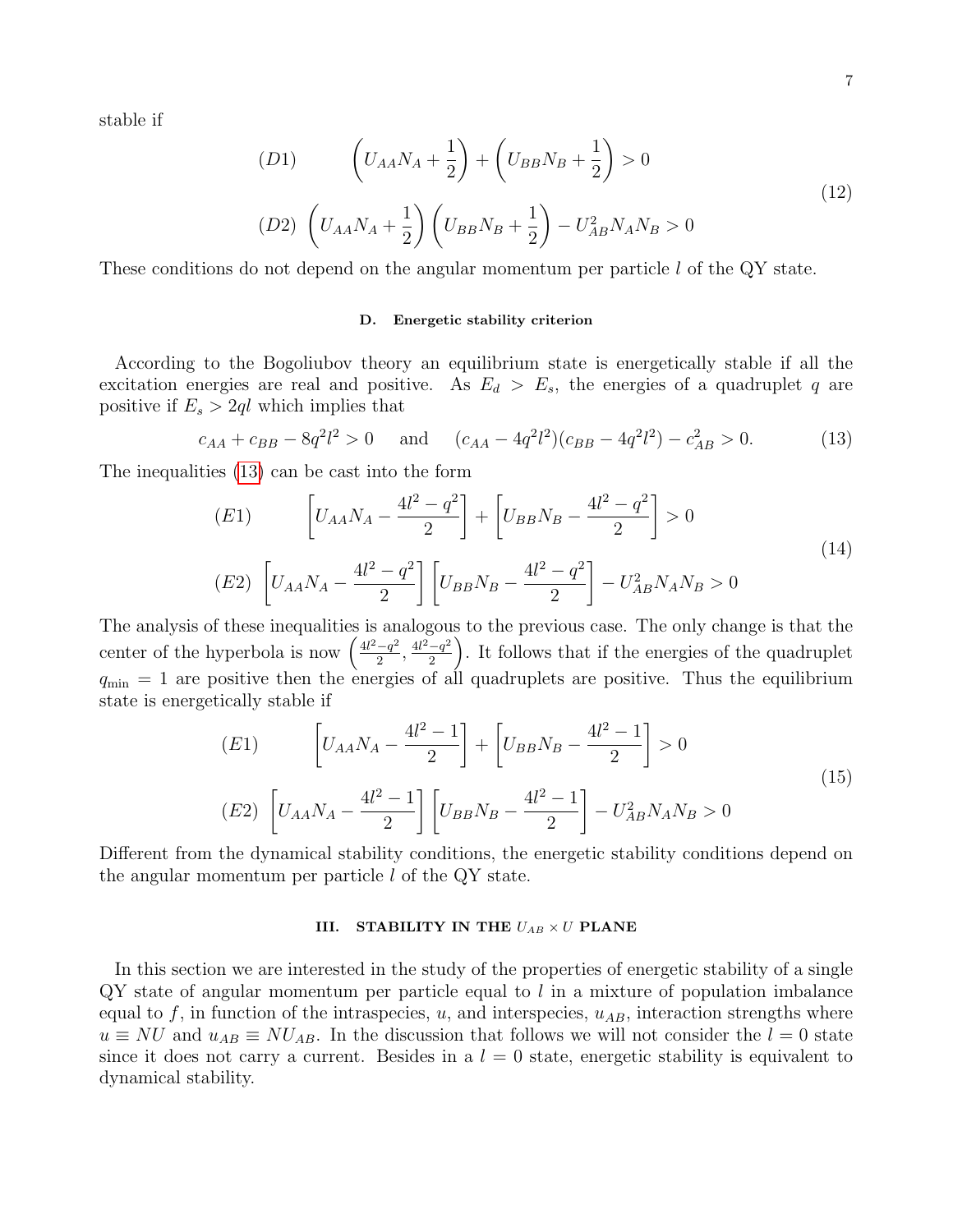stable if

$$
\begin{aligned}
&(D1) \qquad \left(U_{AA}N_A + \frac{1}{2}\right) + \left(U_{BB}N_B + \frac{1}{2}\right) > 0 \\
&(D2) \ \left(U_{AA}N_A + \frac{1}{2}\right)\left(U_{BB}N_B + \frac{1}{2}\right) - U_{AB}^2 N_A N_B > 0
\end{aligned}
\tag{12}
$$

These conditions do not depend on the angular momentum per particle $l$ of the QY state.

### D. Energetic stability criterion

According to the Bogoliubov theory an equilibrium state is energetically stable if all the excitation energies are real and positive. As $E_d > E_s$, the energies of a quadruplet $q$ are positive if $E_s > 2ql$ which implies that

$$
c_{AA} + c_{BB} - 8q^2l^2 > 0 \quad \text{ and } \quad (c_{AA} - 4q^2l^2)(c_{BB} - 4q^2l^2) - c_{AB}^2 > 0. \tag{13}
$$

The inequalities (13) can be cast into the form

$$
\begin{aligned}
&(E1) \qquad \left[U_{AA}N_A - \frac{4l^2 - q^2}{2}\right] + \left[U_{BB}N_B - \frac{4l^2 - q^2}{2}\right] > 0 \\
&(E2) \ \left[U_{AA}N_A - \frac{4l^2 - q^2}{2}\right]\left[U_{BB}N_B - \frac{4l^2 - q^2}{2}\right] - U_{AB}^2 N_A N_B > 0
\end{aligned}
\tag{14}
$$

The analysis of these inequalities is analogous to the previous case. The only change is that the center of the hyperbola is now $\left(\frac{4l^2-q^2}{2}, \frac{4l^2-q^2}{2}\right)$. It follows that if the energies of the quadruplet $q_{\min} = 1$ are positive then the energies of all quadruplets are positive. Thus the equilibrium state is energetically stable if

$$
\begin{aligned}
&(E1) \qquad \left[U_{AA}N_A - \frac{4l^2 - 1}{2}\right] + \left[U_{BB}N_B - \frac{4l^2 - 1}{2}\right] > 0 \\
&(E2) \ \left[U_{AA}N_A - \frac{4l^2 - 1}{2}\right]\left[U_{BB}N_B - \frac{4l^2 - 1}{2}\right] - U_{AB}^2 N_A N_B > 0
\end{aligned}
\tag{15}
$$

Different from the dynamical stability conditions, the energetic stability conditions depend on the angular momentum per particle $l$ of the QY state.

## III. STABILITY IN THE $U_{AB} \times U$ PLANE

In this section we are interested in the study of the properties of energetic stability of a single QY state of angular momentum per particle equal to $l$ in a mixture of population imbalance equal to $f$, in function of the intraspecies, $u$, and interspecies, $u_{AB}$, interaction strengths where $u \equiv NU$ and $u_{AB} \equiv NU_{AB}$. In the discussion that follows we will not consider the $l = 0$ state since it does not carry a current. Besides in a $l = 0$ state, energetic stability is equivalent to dynamical stability.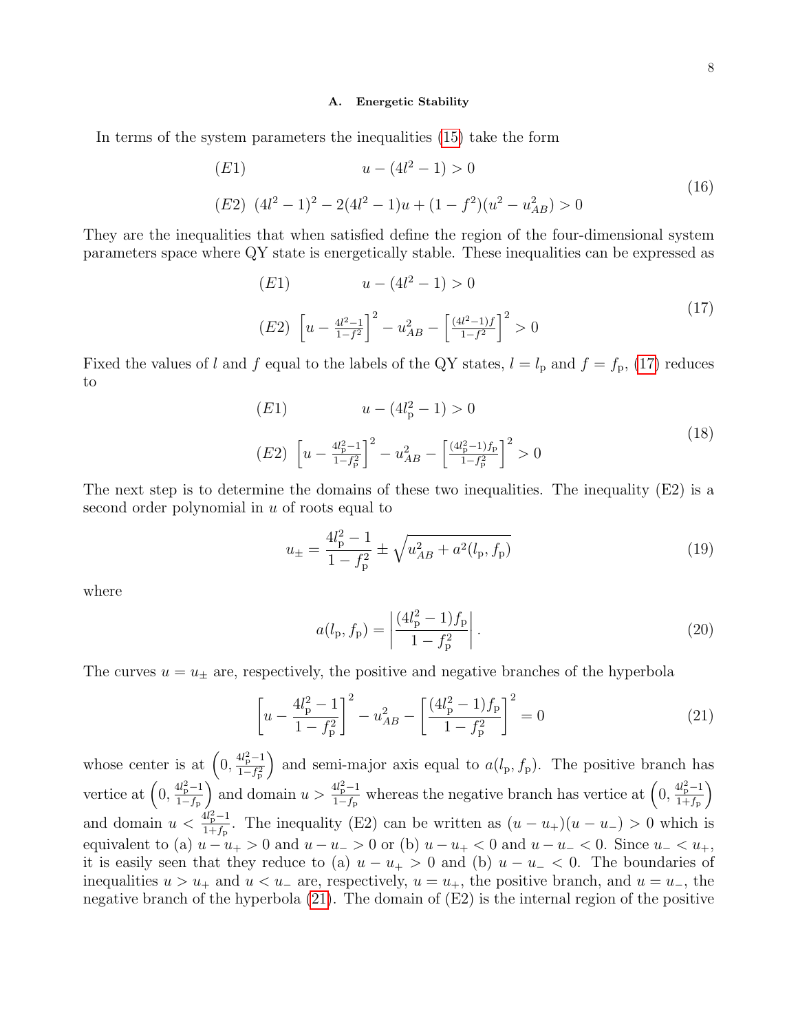### A. Energetic Stability

In terms of the system parameters the inequalities (15) take the form

$$
\begin{aligned}
&(E1) \qquad\qquad\qquad u-(4l^2-1)>0 \\
&(E2) \;\; (4l^2-1)^2-2(4l^2-1)u+(1-f^2)(u^2-u_{AB}^2)>0
\end{aligned} \tag{16}
$$

They are the inequalities that when satisfied define the region of the four-dimensional system parameters space where QY state is energetically stable. These inequalities can be expressed as

$$
\begin{aligned}
&(E1) \qquad\qquad u-(4l^2-1)>0 \\
&(E2) \;\; \left[u-\tfrac{4l^2-1}{1-f^2}\right]^2-u_{AB}^2-\left[\tfrac{(4l^2-1)f}{1-f^2}\right]^2>0
\end{aligned} \tag{17}
$$

Fixed the values of $l$ and $f$ equal to the labels of the QY states, $l=l_{\rm p}$ and $f=f_{\rm p}$, (17) reduces to

$$
\begin{aligned}
&(E1) \qquad\qquad u-(4l_{\rm p}^2-1)>0 \\
&(E2) \;\; \left[u-\tfrac{4l_{\rm p}^2-1}{1-f_{\rm p}^2}\right]^2-u_{AB}^2-\left[\tfrac{(4l_{\rm p}^2-1)f_{\rm p}}{1-f_{\rm p}^2}\right]^2>0
\end{aligned} \tag{18}
$$

The next step is to determine the domains of these two inequalities. The inequality (E2) is a second order polynomial in $u$ of roots equal to

$$
u_{\pm}=\frac{4l_{\rm p}^2-1}{1-f_{\rm p}^2}\pm\sqrt{u_{AB}^2+a^2(l_{\rm p},f_{\rm p})} \tag{19}
$$

where

$$
a(l_{\rm p},f_{\rm p})=\left|\frac{(4l_{\rm p}^2-1)f_{\rm p}}{1-f_{\rm p}^2}\right|. \tag{20}
$$

The curves $u=u_{\pm}$ are, respectively, the positive and negative branches of the hyperbola

$$
\left[u-\frac{4l_{\rm p}^2-1}{1-f_{\rm p}^2}\right]^2-u_{AB}^2-\left[\frac{(4l_{\rm p}^2-1)f_{\rm p}}{1-f_{\rm p}^2}\right]^2=0 \tag{21}
$$

whose center is at $\left(0,\frac{4l_{\rm p}^2-1}{1-f_{\rm p}^2}\right)$ and semi-major axis equal to $a(l_{\rm p},f_{\rm p})$. The positive branch has vertice at $\left(0,\frac{4l_{\rm p}^2-1}{1-f_{\rm p}}\right)$ and domain $u>\frac{4l_{\rm p}^2-1}{1-f_{\rm p}}$ whereas the negative branch has vertice at $\left(0,\frac{4l_{\rm p}^2-1}{1+f_{\rm p}}\right)$ and domain $u<\frac{4l_{\rm p}^2-1}{1+f_{\rm p}}$. The inequality (E2) can be written as $(u-u_+)(u-u_-)>0$ which is equivalent to (a) $u-u_+>0$ and $u-u_->0$ or (b) $u-u_+<0$ and $u-u_-<0$. Since $u_-<u_+$, it is easily seen that they reduce to (a) $u-u_+>0$ and (b) $u-u_-<0$. The boundaries of inequalities $u>u_+$ and $u<u_-$ are, respectively, $u=u_+$, the positive branch, and $u=u_-$, the negative branch of the hyperbola (21). The domain of (E2) is the internal region of the positive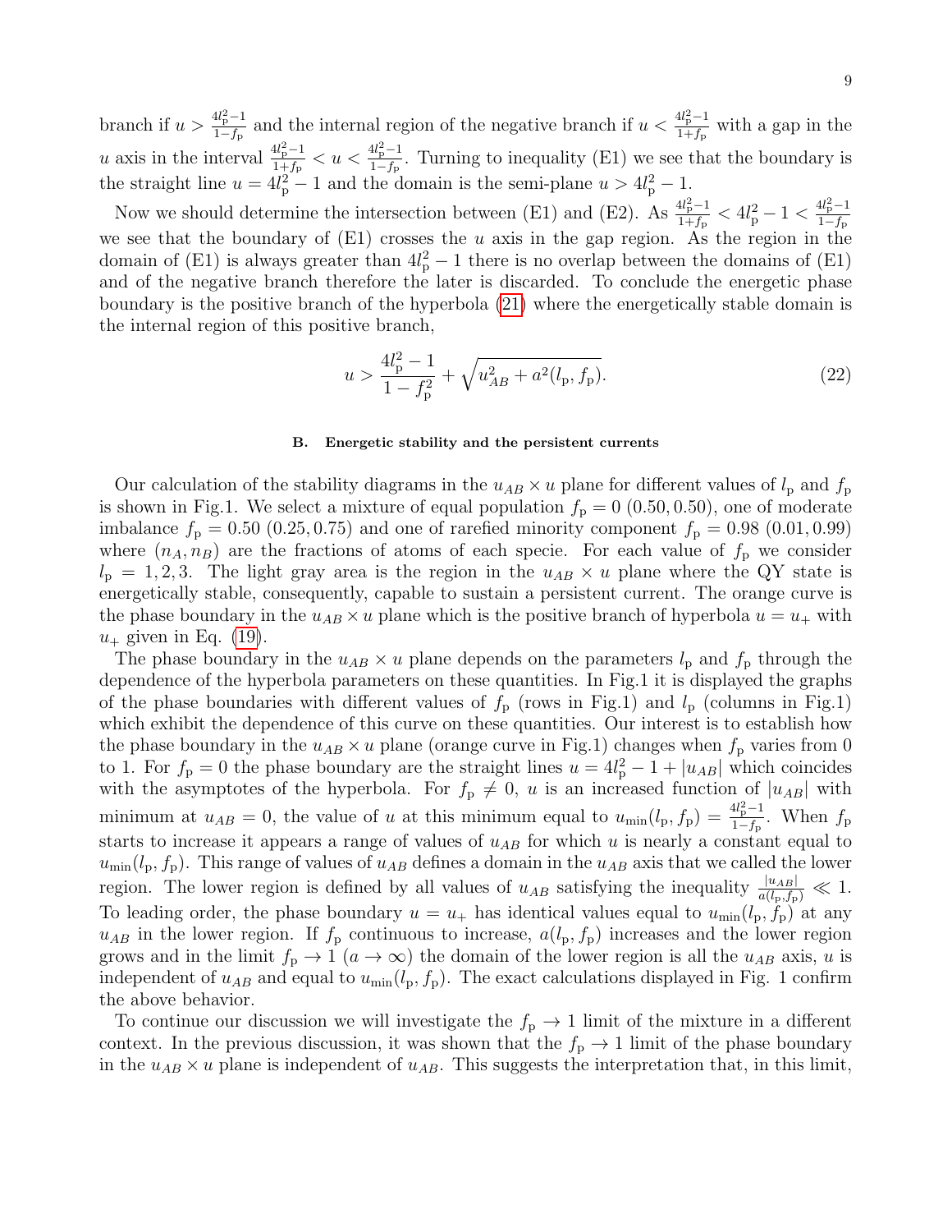branch if $u > \frac{4l_{\rm p}^2-1}{1-f_{\rm p}}$ and the internal region of the negative branch if $u < \frac{4l_{\rm p}^2-1}{1+f_{\rm p}}$ with a gap in the $u$ axis in the interval $\frac{4l_{\rm p}^2-1}{1+f_{\rm p}} < u < \frac{4l_{\rm p}^2-1}{1-f_{\rm p}}$. Turning to inequality (E1) we see that the boundary is the straight line $u = 4l_{\rm p}^2 - 1$ and the domain is the semi-plane $u > 4l_{\rm p}^2 - 1$.

Now we should determine the intersection between (E1) and (E2). As $\frac{4l_{\rm p}^2-1}{1+f_{\rm p}} < 4l_{\rm p}^2 - 1 < \frac{4l_{\rm p}^2-1}{1-f_{\rm p}}$ we see that the boundary of (E1) crosses the $u$ axis in the gap region. As the region in the domain of (E1) is always greater than $4l_{\rm p}^2 - 1$ there is no overlap between the domains of (E1) and of the negative branch therefore the later is discarded. To conclude the energetic phase boundary is the positive branch of the hyperbola (21) where the energetically stable domain is the internal region of this positive branch,

$$u > \frac{4l_{\rm p}^2 - 1}{1 - f_{\rm p}^2} + \sqrt{u_{AB}^2 + a^2(l_{\rm p}, f_{\rm p})}. \tag{22}$$

### B. Energetic stability and the persistent currents

Our calculation of the stability diagrams in the $u_{AB} \times u$ plane for different values of $l_{\rm p}$ and $f_{\rm p}$ is shown in Fig.1. We select a mixture of equal population $f_{\rm p} = 0$ $(0.50, 0.50)$, one of moderate imbalance $f_{\rm p} = 0.50$ $(0.25, 0.75)$ and one of rarefied minority component $f_{\rm p} = 0.98$ $(0.01, 0.99)$ where $(n_A, n_B)$ are the fractions of atoms of each specie. For each value of $f_{\rm p}$ we consider $l_{\rm p} = 1, 2, 3$. The light gray area is the region in the $u_{AB} \times u$ plane where the QY state is energetically stable, consequently, capable to sustain a persistent current. The orange curve is the phase boundary in the $u_{AB} \times u$ plane which is the positive branch of hyperbola $u = u_+$ with $u_+$ given in Eq. (19).

The phase boundary in the $u_{AB} \times u$ plane depends on the parameters $l_{\rm p}$ and $f_{\rm p}$ through the dependence of the hyperbola parameters on these quantities. In Fig.1 it is displayed the graphs of the phase boundaries with different values of $f_{\rm p}$ (rows in Fig.1) and $l_{\rm p}$ (columns in Fig.1) which exhibit the dependence of this curve on these quantities. Our interest is to establish how the phase boundary in the $u_{AB} \times u$ plane (orange curve in Fig.1) changes when $f_{\rm p}$ varies from 0 to 1. For $f_{\rm p} = 0$ the phase boundary are the straight lines $u = 4l_{\rm p}^2 - 1 + |u_{AB}|$ which coincides with the asymptotes of the hyperbola. For $f_{\rm p} \neq 0$, $u$ is an increased function of $|u_{AB}|$ with minimum at $u_{AB} = 0$, the value of $u$ at this minimum equal to $u_{\rm min}(l_{\rm p}, f_{\rm p}) = \frac{4l_{\rm p}^2-1}{1-f_{\rm p}}$. When $f_{\rm p}$ starts to increase it appears a range of values of $u_{AB}$ for which $u$ is nearly a constant equal to $u_{\rm min}(l_{\rm p}, f_{\rm p})$. This range of values of $u_{AB}$ defines a domain in the $u_{AB}$ axis that we called the lower region. The lower region is defined by all values of $u_{AB}$ satisfying the inequality $\frac{|u_{AB}|}{a(l_{\rm p}, f_{\rm p})} \ll 1$. To leading order, the phase boundary $u = u_+$ has identical values equal to $u_{\rm min}(l_{\rm p}, f_{\rm p})$ at any $u_{AB}$ in the lower region. If $f_{\rm p}$ continuous to increase, $a(l_{\rm p}, f_{\rm p})$ increases and the lower region grows and in the limit $f_{\rm p} \to 1$ $(a \to \infty)$ the domain of the lower region is all the $u_{AB}$ axis, $u$ is independent of $u_{AB}$ and equal to $u_{\rm min}(l_{\rm p}, f_{\rm p})$. The exact calculations displayed in Fig. 1 confirm the above behavior.

To continue our discussion we will investigate the $f_{\rm p} \to 1$ limit of the mixture in a different context. In the previous discussion, it was shown that the $f_{\rm p} \to 1$ limit of the phase boundary in the $u_{AB} \times u$ plane is independent of $u_{AB}$. This suggests the interpretation that, in this limit,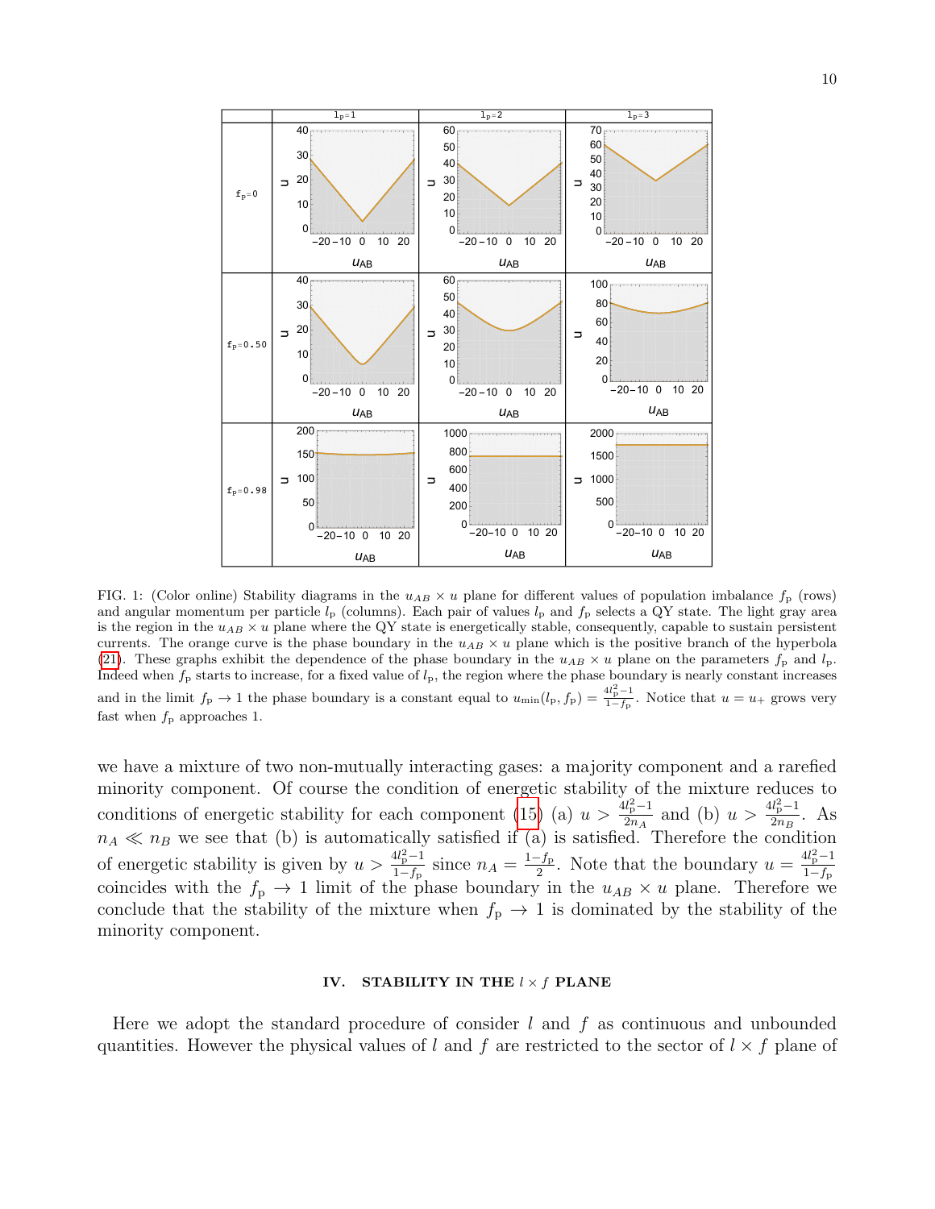FIG. 1: (Color online) Stability diagrams in the $u_{AB} \times u$ plane for different values of population imbalance $f_{\rm p}$ (rows) and angular momentum per particle $l_{\rm p}$ (columns). Each pair of values $l_{\rm p}$ and $f_{\rm p}$ selects a QY state. The light gray area is the region in the $u_{AB} \times u$ plane where the QY state is energetically stable, consequently, capable to sustain persistent currents. The orange curve is the phase boundary in the $u_{AB} \times u$ plane which is the positive branch of the hyperbola (21). These graphs exhibit the dependence of the phase boundary in the $u_{AB} \times u$ plane on the parameters $f_{\rm p}$ and $l_{\rm p}$. Indeed when $f_{\rm p}$ starts to increase, for a fixed value of $l_{\rm p}$, the region where the phase boundary is nearly constant increases and in the limit $f_{\rm p} \to 1$ the phase boundary is a constant equal to $u_{\min}(l_{\rm p}, f_{\rm p}) = \frac{4l_{\rm p}^2-1}{1-f_{\rm p}}$. Notice that $u = u_+$ grows very fast when $f_{\rm p}$ approaches 1.

we have a mixture of two non-mutually interacting gases: a majority component and a rarefied minority component. Of course the condition of energetic stability of the mixture reduces to conditions of energetic stability for each component (15) (a) $u > \frac{4l_{\rm p}^2-1}{2n_A}$ and (b) $u > \frac{4l_{\rm p}^2-1}{2n_B}$. As $n_A \ll n_B$ we see that (b) is automatically satisfied if (a) is satisfied. Therefore the condition of energetic stability is given by $u > \frac{4l_{\rm p}^2-1}{1-f_{\rm p}}$ since $n_A = \frac{1-f_{\rm p}}{2}$. Note that the boundary $u = \frac{4l_{\rm p}^2-1}{1-f_{\rm p}}$ coincides with the $f_{\rm p} \to 1$ limit of the phase boundary in the $u_{AB} \times u$ plane. Therefore we conclude that the stability of the mixture when $f_{\rm p} \to 1$ is dominated by the stability of the minority component.

## IV. STABILITY IN THE $l \times f$ PLANE

Here we adopt the standard procedure of consider $l$ and $f$ as continuous and unbounded quantities. However the physical values of $l$ and $f$ are restricted to the sector of $l \times f$ plane of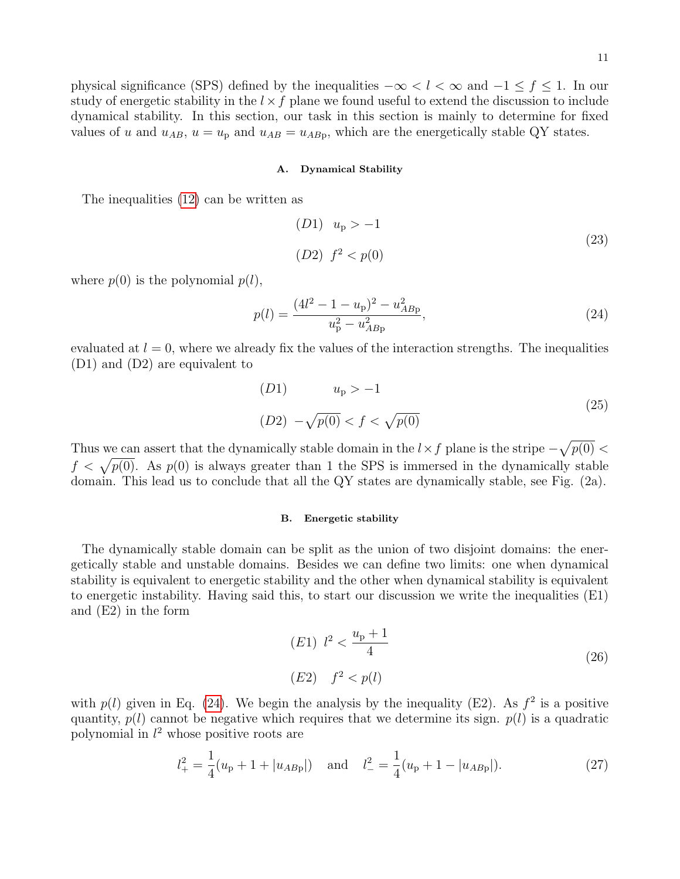physical significance (SPS) defined by the inequalities $-\infty < l < \infty$ and $-1 \leq f \leq 1$. In our study of energetic stability in the $l \times f$ plane we found useful to extend the discussion to include dynamical stability. In this section, our task in this section is mainly to determine for fixed values of $u$ and $u_{AB}$, $u = u_{\rm p}$ and $u_{AB} = u_{AB{\rm p}}$, which are the energetically stable QY states.

#### A. Dynamical Stability

The inequalities (12) can be written as

$$
\begin{aligned}
&(D1) \quad u_{\rm p} > -1 \\
&(D2) \quad f^2 < p(0)
\end{aligned}
\tag{23}
$$

where $p(0)$ is the polynomial $p(l)$,

$$
p(l) = \frac{(4l^2 - 1 - u_{\rm p})^2 - u_{AB{\rm p}}^2}{u_{\rm p}^2 - u_{AB{\rm p}}^2}, \tag{24}
$$

evaluated at $l = 0$, where we already fix the values of the interaction strengths. The inequalities (D1) and (D2) are equivalent to

$$
\begin{aligned}
&(D1) \qquad\quad u_{\rm p} > -1 \\
&(D2) \ -\sqrt{p(0)} < f < \sqrt{p(0)}
\end{aligned}
\tag{25}
$$

Thus we can assert that the dynamically stable domain in the $l \times f$ plane is the stripe $-\sqrt{p(0)} < f < \sqrt{p(0)}$. As $p(0)$ is always greater than 1 the SPS is immersed in the dynamically stable domain. This lead us to conclude that all the QY states are dynamically stable, see Fig. (2a).

#### B. Energetic stability

The dynamically stable domain can be split as the union of two disjoint domains: the energetically stable and unstable domains. Besides we can define two limits: one when dynamical stability is equivalent to energetic stability and the other when dynamical stability is equivalent to energetic instability. Having said this, to start our discussion we write the inequalities (E1) and (E2) in the form

$$
\begin{aligned}
&(E1) \ l^2 < \frac{u_{\rm p} + 1}{4} \\
&(E2) \quad f^2 < p(l)
\end{aligned}
\tag{26}
$$

with $p(l)$ given in Eq. (24). We begin the analysis by the inequality (E2). As $f^2$ is a positive quantity, $p(l)$ cannot be negative which requires that we determine its sign. $p(l)$ is a quadratic polynomial in $l^2$ whose positive roots are

$$
l_+^2 = \frac{1}{4}(u_{\rm p} + 1 + |u_{AB{\rm p}}|) \quad \text{and} \quad l_-^2 = \frac{1}{4}(u_{\rm p} + 1 - |u_{AB{\rm p}}|). \tag{27}
$$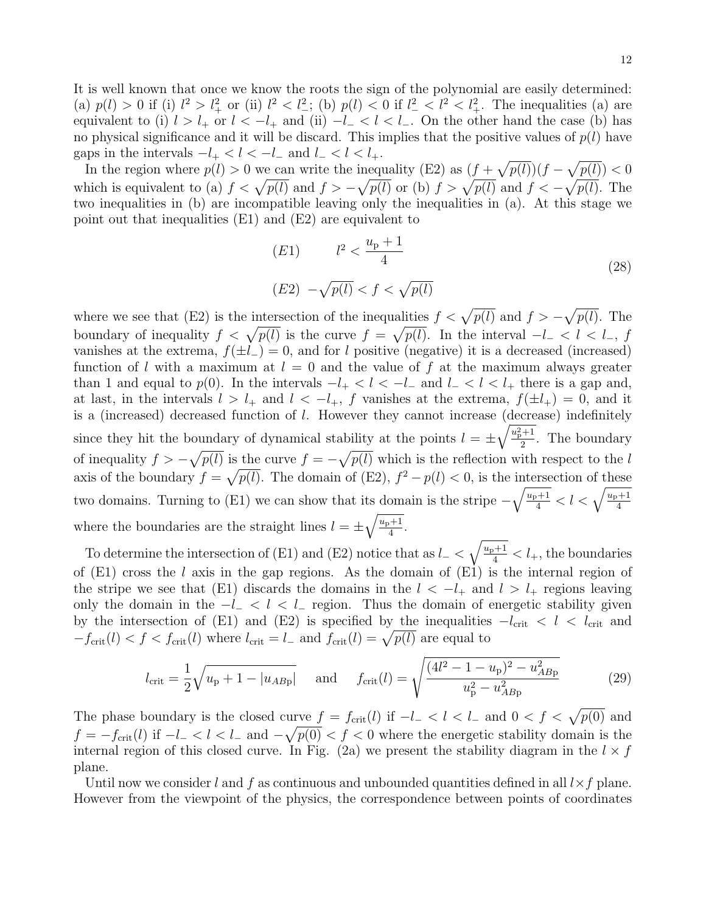It is well known that once we know the roots the sign of the polynomial are easily determined: (a) $p(l) > 0$ if (i) $l^2 > l_+^2$ or (ii) $l^2 < l_-^2$; (b) $p(l) < 0$ if $l_-^2 < l^2 < l_+^2$. The inequalities (a) are equivalent to (i) $l > l_+$ or $l < -l_+$ and (ii) $-l_- < l < l_-$. On the other hand the case (b) has no physical significance and it will be discard. This implies that the positive values of $p(l)$ have gaps in the intervals $-l_+ < l < -l_-$ and $l_- < l < l_+$.

In the region where $p(l) > 0$ we can write the inequality (E2) as $(f + \sqrt{p(l)})(f - \sqrt{p(l)}) < 0$ which is equivalent to (a) $f < \sqrt{p(l)}$ and $f > -\sqrt{p(l)}$ or (b) $f > \sqrt{p(l)}$ and $f < -\sqrt{p(l)}$. The two inequalities in (b) are incompatible leaving only the inequalities in (a). At this stage we point out that inequalities (E1) and (E2) are equivalent to

$$
\begin{aligned}
&(E1) \qquad l^2 < \frac{u_{\mathrm{p}} + 1}{4} \\
&(E2) \;\; -\sqrt{p(l)} < f < \sqrt{p(l)}
\end{aligned}
\tag{28}
$$

where we see that (E2) is the intersection of the inequalities $f < \sqrt{p(l)}$ and $f > -\sqrt{p(l)}$. The boundary of inequality $f < \sqrt{p(l)}$ is the curve $f = \sqrt{p(l)}$. In the interval $-l_- < l < l_-$, $f$ vanishes at the extrema, $f(\pm l_-) = 0$, and for $l$ positive (negative) it is a decreased (increased) function of $l$ with a maximum at $l = 0$ and the value of $f$ at the maximum always greater than 1 and equal to $p(0)$. In the intervals $-l_+ < l < -l_-$ and $l_- < l < l_+$ there is a gap and, at last, in the intervals $l > l_+$ and $l < -l_+$, $f$ vanishes at the extrema, $f(\pm l_+) = 0$, and it is a (increased) decreased function of $l$. However they cannot increase (decrease) indefinitely since they hit the boundary of dynamical stability at the points $l = \pm\sqrt{\frac{u_{\mathrm{p}}^2+1}{2}}$. The boundary of inequality $f > -\sqrt{p(l)}$ is the curve $f = -\sqrt{p(l)}$ which is the reflection with respect to the $l$ axis of the boundary $f = \sqrt{p(l)}$. The domain of (E2), $f^2 - p(l) < 0$, is the intersection of these two domains. Turning to (E1) we can show that its domain is the stripe $-\sqrt{\frac{u_{\mathrm{p}}+1}{4}} < l < \sqrt{\frac{u_{\mathrm{p}}+1}{4}}$ where the boundaries are the straight lines $l = \pm\sqrt{\frac{u_{\mathrm{p}}+1}{4}}$.

To determine the intersection of (E1) and (E2) notice that as $l_- < \sqrt{\frac{u_{\mathrm{p}}+1}{4}} < l_+$, the boundaries of (E1) cross the $l$ axis in the gap regions. As the domain of (E1) is the internal region of the stripe we see that (E1) discards the domains in the $l < -l_+$ and $l > l_+$ regions leaving only the domain in the $-l_- < l < l_-$ region. Thus the domain of energetic stability given by the intersection of (E1) and (E2) is specified by the inequalities $-l_{\mathrm{crit}} < l < l_{\mathrm{crit}}$ and $-f_{\mathrm{crit}}(l) < f < f_{\mathrm{crit}}(l)$ where $l_{\mathrm{crit}} = l_-$ and $f_{\mathrm{crit}}(l) = \sqrt{p(l)}$ are equal to

$$
l_{\mathrm{crit}} = \frac{1}{2}\sqrt{u_{\mathrm{p}} + 1 - |u_{AB\mathrm{p}}|} \quad \text{ and } \quad f_{\mathrm{crit}}(l) = \sqrt{\frac{(4l^2 - 1 - u_{\mathrm{p}})^2 - u_{AB\mathrm{p}}^2}{u_{\mathrm{p}}^2 - u_{AB\mathrm{p}}^2}}
\tag{29}
$$

The phase boundary is the closed curve $f = f_{\mathrm{crit}}(l)$ if $-l_- < l < l_-$ and $0 < f < \sqrt{p(0)}$ and $f = -f_{\mathrm{crit}}(l)$ if $-l_- < l < l_-$ and $-\sqrt{p(0)} < f < 0$ where the energetic stability domain is the internal region of this closed curve. In Fig. (2a) we present the stability diagram in the $l \times f$ plane.

Until now we consider $l$ and $f$ as continuous and unbounded quantities defined in all $l \times f$ plane. However from the viewpoint of the physics, the correspondence between points of coordinates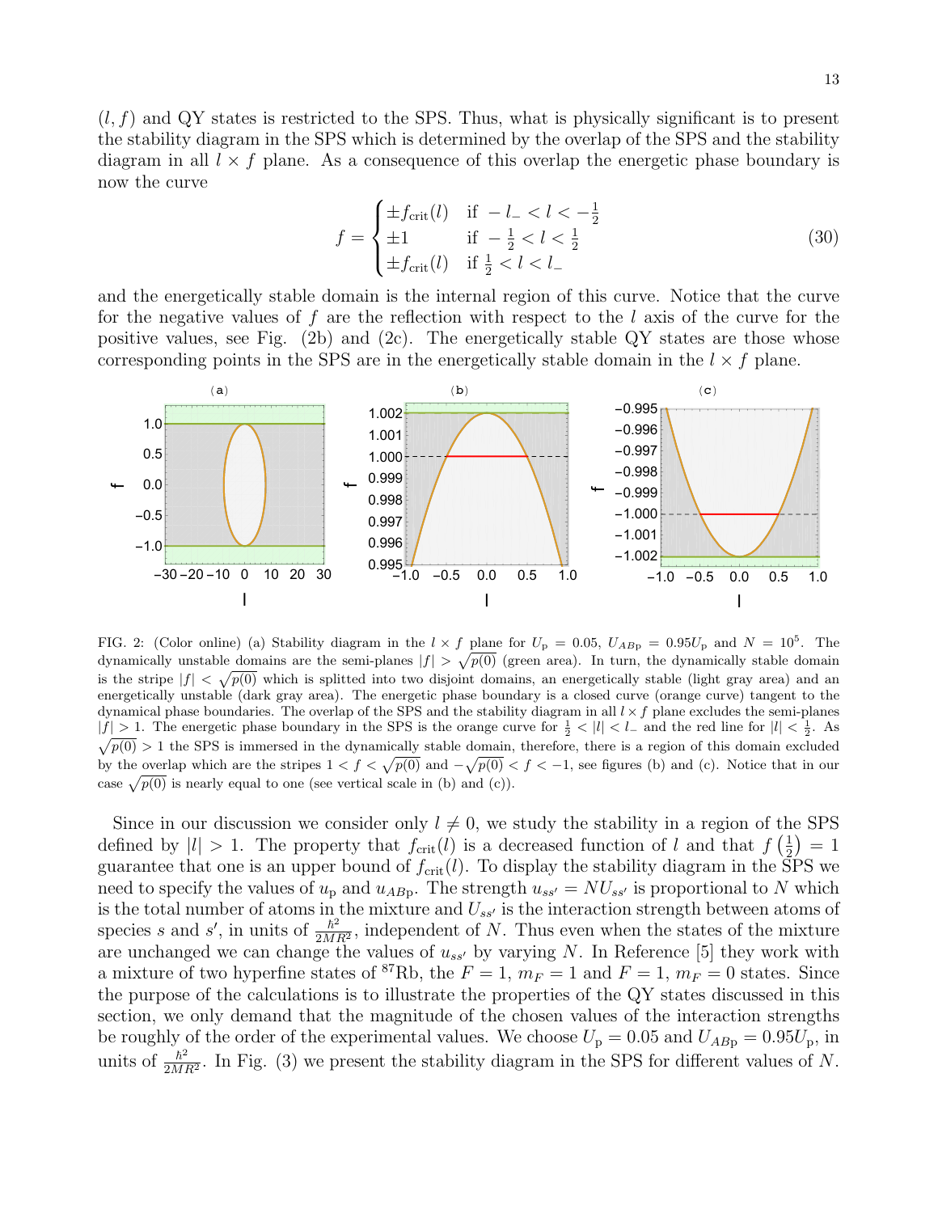$(l, f)$ and QY states is restricted to the SPS. Thus, what is physically significant is to present the stability diagram in the SPS which is determined by the overlap of the SPS and the stability diagram in all $l \times f$ plane. As a consequence of this overlap the energetic phase boundary is now the curve

$$f = \begin{cases} \pm f_{\text{crit}}(l) & \text{if } -l_{-} < l < -\frac{1}{2} \\ \pm 1 & \text{if } -\frac{1}{2} < l < \frac{1}{2} \\ \pm f_{\text{crit}}(l) & \text{if } \frac{1}{2} < l < l_{-} \end{cases} \tag{30}$$

and the energetically stable domain is the internal region of this curve. Notice that the curve for the negative values of $f$ are the reflection with respect to the $l$ axis of the curve for the positive values, see Fig. (2b) and (2c). The energetically stable QY states are those whose corresponding points in the SPS are in the energetically stable domain in the $l \times f$ plane.

FIG. 2: (Color online) (a) Stability diagram in the $l \times f$ plane for $U_{\text{p}} = 0.05$, $U_{AB\text{p}} = 0.95U_{\text{p}}$ and $N = 10^5$. The dynamically unstable domains are the semi-planes $|f| > \sqrt{p(0)}$ (green area). In turn, the dynamically stable domain is the stripe $|f| < \sqrt{p(0)}$ which is splitted into two disjoint domains, an energetically stable (light gray area) and an energetically unstable (dark gray area). The energetic phase boundary is a closed curve (orange curve) tangent to the dynamical phase boundaries. The overlap of the SPS and the stability diagram in all $l \times f$ plane excludes the semi-planes $|f| > 1$. The energetic phase boundary in the SPS is the orange curve for $\frac{1}{2} < |l| < l_{-}$ and the red line for $|l| < \frac{1}{2}$. As $\sqrt{p(0)} > 1$ the SPS is immersed in the dynamically stable domain, therefore, there is a region of this domain excluded by the overlap which are the stripes $1 < f < \sqrt{p(0)}$ and $-\sqrt{p(0)} < f < -1$, see figures (b) and (c). Notice that in our case $\sqrt{p(0)}$ is nearly equal to one (see vertical scale in (b) and (c)).

Since in our discussion we consider only $l \neq 0$, we study the stability in a region of the SPS defined by $|l| > 1$. The property that $f_{\text{crit}}(l)$ is a decreased function of $l$ and that $f\left(\frac{1}{2}\right) = 1$ guarantee that one is an upper bound of $f_{\text{crit}}(l)$. To display the stability diagram in the SPS we need to specify the values of $u_{\text{p}}$ and $u_{AB\text{p}}$. The strength $u_{ss'} = NU_{ss'}$ is proportional to $N$ which is the total number of atoms in the mixture and $U_{ss'}$ is the interaction strength between atoms of species $s$ and $s'$, in units of $\frac{\hbar^2}{2MR^2}$, independent of $N$. Thus even when the states of the mixture are unchanged we can change the values of $u_{ss'}$ by varying $N$. In Reference [5] they work with a mixture of two hyperfine states of $^{87}$Rb, the $F = 1$, $m_F = 1$ and $F = 1$, $m_F = 0$ states. Since the purpose of the calculations is to illustrate the properties of the QY states discussed in this section, we only demand that the magnitude of the chosen values of the interaction strengths be roughly of the order of the experimental values. We choose $U_{\text{p}} = 0.05$ and $U_{AB\text{p}} = 0.95U_{\text{p}}$, in units of $\frac{\hbar^2}{2MR^2}$. In Fig. (3) we present the stability diagram in the SPS for different values of $N$.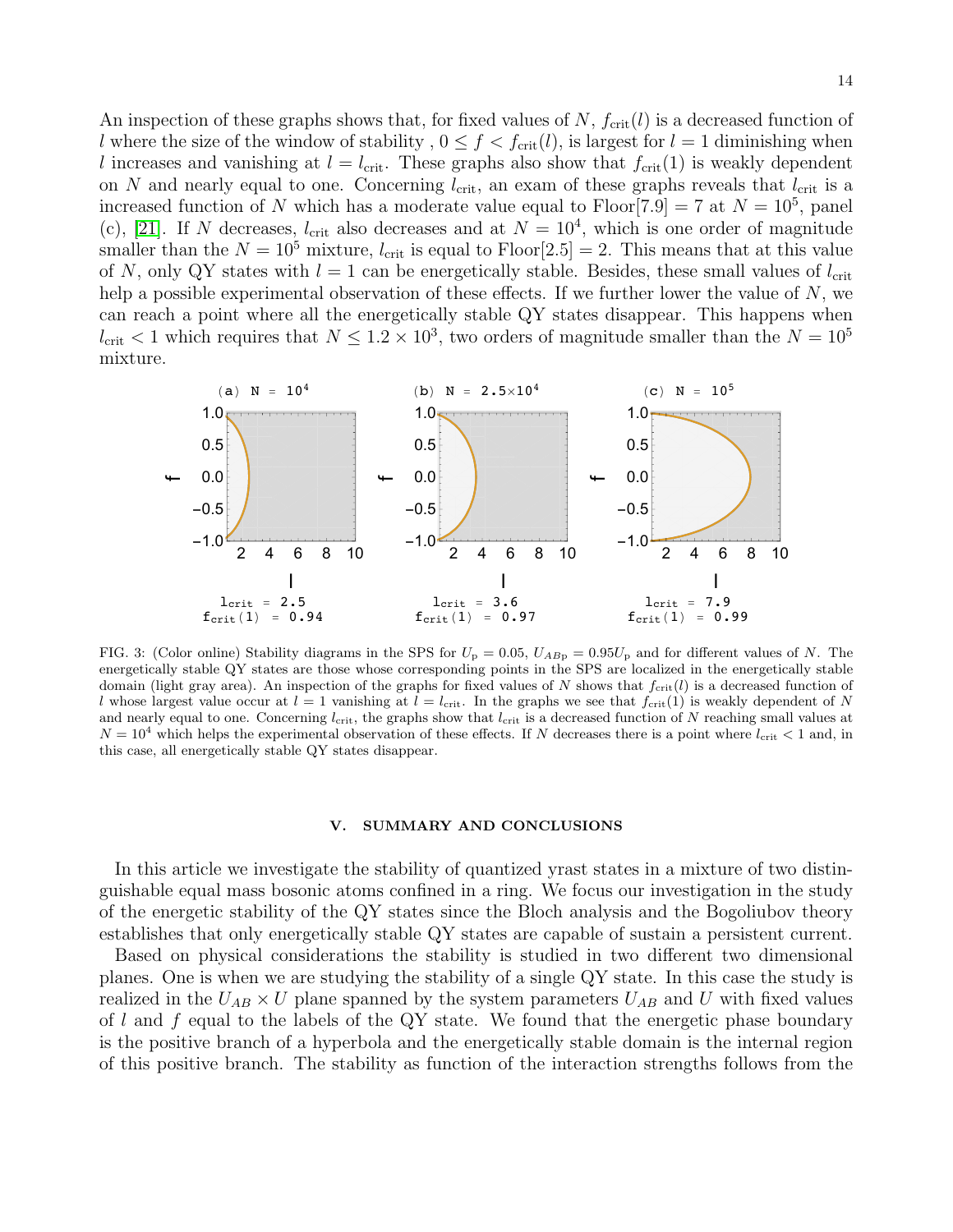An inspection of these graphs shows that, for fixed values of $N$, $f_{\rm crit}(l)$ is a decreased function of $l$ where the size of the window of stability , $0 \leq f < f_{\rm crit}(l)$, is largest for $l = 1$ diminishing when $l$ increases and vanishing at $l = l_{\rm crit}$. These graphs also show that $f_{\rm crit}(1)$ is weakly dependent on $N$ and nearly equal to one. Concerning $l_{\rm crit}$, an exam of these graphs reveals that $l_{\rm crit}$ is a increased function of $N$ which has a moderate value equal to Floor[7.9] = 7 at $N = 10^5$, panel (c), [21]. If $N$ decreases, $l_{\rm crit}$ also decreases and at $N = 10^4$, which is one order of magnitude smaller than the $N = 10^5$ mixture, $l_{\rm crit}$ is equal to Floor[2.5] = 2. This means that at this value of $N$, only QY states with $l = 1$ can be energetically stable. Besides, these small values of $l_{\rm crit}$ help a possible experimental observation of these effects. If we further lower the value of $N$, we can reach a point where all the energetically stable QY states disappear. This happens when $l_{\rm crit} < 1$ which requires that $N \leq 1.2 \times 10^3$, two orders of magnitude smaller than the $N = 10^5$ mixture.

FIG. 3: (Color online) Stability diagrams in the SPS for $U_{\rm p} = 0.05$, $U_{AB{\rm p}} = 0.95 U_{\rm p}$ and for different values of $N$. The energetically stable QY states are those whose corresponding points in the SPS are localized in the energetically stable domain (light gray area). An inspection of the graphs for fixed values of $N$ shows that $f_{\rm crit}(l)$ is a decreased function of $l$ whose largest value occur at $l = 1$ vanishing at $l = l_{\rm crit}$. In the graphs we see that $f_{\rm crit}(1)$ is weakly dependent of $N$ and nearly equal to one. Concerning $l_{\rm crit}$, the graphs show that $l_{\rm crit}$ is a decreased function of $N$ reaching small values at $N = 10^4$ which helps the experimental observation of these effects. If $N$ decreases there is a point where $l_{\rm crit} < 1$ and, in this case, all energetically stable QY states disappear.

## V. SUMMARY AND CONCLUSIONS

In this article we investigate the stability of quantized yrast states in a mixture of two distinguishable equal mass bosonic atoms confined in a ring. We focus our investigation in the study of the energetic stability of the QY states since the Bloch analysis and the Bogoliubov theory establishes that only energetically stable QY states are capable of sustain a persistent current.

Based on physical considerations the stability is studied in two different two dimensional planes. One is when we are studying the stability of a single QY state. In this case the study is realized in the $U_{AB} \times U$ plane spanned by the system parameters $U_{AB}$ and $U$ with fixed values of $l$ and $f$ equal to the labels of the QY state. We found that the energetic phase boundary is the positive branch of a hyperbola and the energetically stable domain is the internal region of this positive branch. The stability as function of the interaction strengths follows from the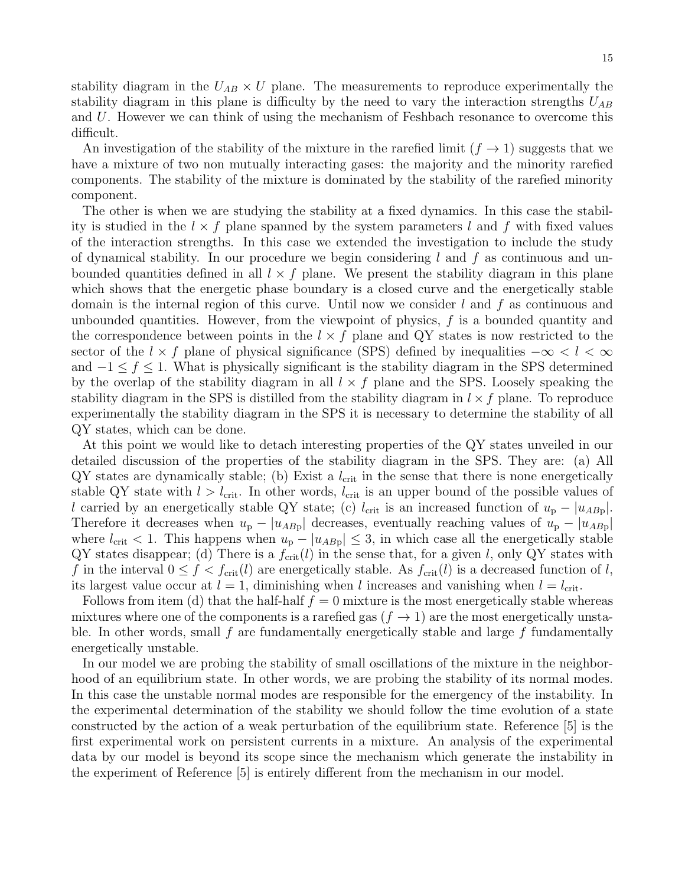stability diagram in the $U_{AB} \times U$ plane. The measurements to reproduce experimentally the stability diagram in this plane is difficulty by the need to vary the interaction strengths $U_{AB}$ and $U$. However we can think of using the mechanism of Feshbach resonance to overcome this difficult.

An investigation of the stability of the mixture in the rarefied limit ($f \to 1$) suggests that we have a mixture of two non mutually interacting gases: the majority and the minority rarefied components. The stability of the mixture is dominated by the stability of the rarefied minority component.

The other is when we are studying the stability at a fixed dynamics. In this case the stability is studied in the $l \times f$ plane spanned by the system parameters $l$ and $f$ with fixed values of the interaction strengths. In this case we extended the investigation to include the study of dynamical stability. In our procedure we begin considering $l$ and $f$ as continuous and unbounded quantities defined in all $l \times f$ plane. We present the stability diagram in this plane which shows that the energetic phase boundary is a closed curve and the energetically stable domain is the internal region of this curve. Until now we consider $l$ and $f$ as continuous and unbounded quantities. However, from the viewpoint of physics, $f$ is a bounded quantity and the correspondence between points in the $l \times f$ plane and QY states is now restricted to the sector of the $l \times f$ plane of physical significance (SPS) defined by inequalities $-\infty < l < \infty$ and $-1 \le f \le 1$. What is physically significant is the stability diagram in the SPS determined by the overlap of the stability diagram in all $l \times f$ plane and the SPS. Loosely speaking the stability diagram in the SPS is distilled from the stability diagram in $l \times f$ plane. To reproduce experimentally the stability diagram in the SPS it is necessary to determine the stability of all QY states, which can be done.

At this point we would like to detach interesting properties of the QY states unveiled in our detailed discussion of the properties of the stability diagram in the SPS. They are: (a) All QY states are dynamically stable; (b) Exist a $l_{\rm crit}$ in the sense that there is none energetically stable QY state with $l > l_{\rm crit}$. In other words, $l_{\rm crit}$ is an upper bound of the possible values of $l$ carried by an energetically stable QY state; (c) $l_{\rm crit}$ is an increased function of $u_{\rm p} - |u_{AB{\rm p}}|$. Therefore it decreases when $u_{\rm p} - |u_{AB{\rm p}}|$ decreases, eventually reaching values of $u_{\rm p} - |u_{AB{\rm p}}|$ where $l_{\rm crit} < 1$. This happens when $u_{\rm p} - |u_{AB{\rm p}}| \le 3$, in which case all the energetically stable QY states disappear; (d) There is a $f_{\rm crit}(l)$ in the sense that, for a given $l$, only QY states with $f$ in the interval $0 \le f < f_{\rm crit}(l)$ are energetically stable. As $f_{\rm crit}(l)$ is a decreased function of $l$, its largest value occur at $l = 1$, diminishing when $l$ increases and vanishing when $l = l_{\rm crit}$.

Follows from item (d) that the half-half $f = 0$ mixture is the most energetically stable whereas mixtures where one of the components is a rarefied gas ($f \to 1$) are the most energetically unstable. In other words, small $f$ are fundamentally energetically stable and large $f$ fundamentally energetically unstable.

In our model we are probing the stability of small oscillations of the mixture in the neighborhood of an equilibrium state. In other words, we are probing the stability of its normal modes. In this case the unstable normal modes are responsible for the emergency of the instability. In the experimental determination of the stability we should follow the time evolution of a state constructed by the action of a weak perturbation of the equilibrium state. Reference [5] is the first experimental work on persistent currents in a mixture. An analysis of the experimental data by our model is beyond its scope since the mechanism which generate the instability in the experiment of Reference [5] is entirely different from the mechanism in our model.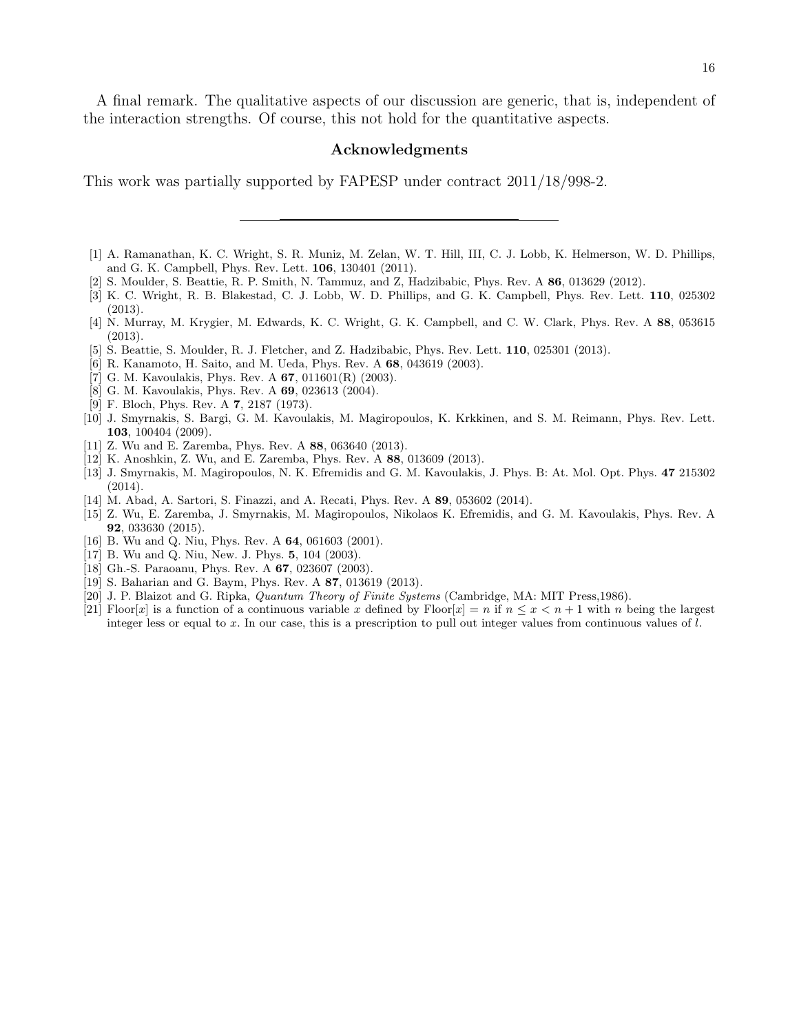A final remark. The qualitative aspects of our discussion are generic, that is, independent of the interaction strengths. Of course, this not hold for the quantitative aspects.

### Acknowledgments

This work was partially supported by FAPESP under contract 2011/18/998-2.

---

[1] A. Ramanathan, K. C. Wright, S. R. Muniz, M. Zelan, W. T. Hill, III, C. J. Lobb, K. Helmerson, W. D. Phillips, and G. K. Campbell, Phys. Rev. Lett. **106**, 130401 (2011).

[2] S. Moulder, S. Beattie, R. P. Smith, N. Tammuz, and Z, Hadzibabic, Phys. Rev. A **86**, 013629 (2012).

[3] K. C. Wright, R. B. Blakestad, C. J. Lobb, W. D. Phillips, and G. K. Campbell, Phys. Rev. Lett. **110**, 025302 (2013).

[4] N. Murray, M. Krygier, M. Edwards, K. C. Wright, G. K. Campbell, and C. W. Clark, Phys. Rev. A **88**, 053615 (2013).

[5] S. Beattie, S. Moulder, R. J. Fletcher, and Z. Hadzibabic, Phys. Rev. Lett. **110**, 025301 (2013).

[6] R. Kanamoto, H. Saito, and M. Ueda, Phys. Rev. A **68**, 043619 (2003).

[7] G. M. Kavoulakis, Phys. Rev. A **67**, 011601(R) (2003).

[8] G. M. Kavoulakis, Phys. Rev. A **69**, 023613 (2004).

[9] F. Bloch, Phys. Rev. A **7**, 2187 (1973).

[10] J. Smyrnakis, S. Bargi, G. M. Kavoulakis, M. Magiropoulos, K. Krkkinen, and S. M. Reimann, Phys. Rev. Lett. **103**, 100404 (2009).

[11] Z. Wu and E. Zaremba, Phys. Rev. A **88**, 063640 (2013).

[12] K. Anoshkin, Z. Wu, and E. Zaremba, Phys. Rev. A **88**, 013609 (2013).

[13] J. Smyrnakis, M. Magiropoulos, N. K. Efremidis and G. M. Kavoulakis, J. Phys. B: At. Mol. Opt. Phys. **47** 215302 (2014).

[14] M. Abad, A. Sartori, S. Finazzi, and A. Recati, Phys. Rev. A **89**, 053602 (2014).

[15] Z. Wu, E. Zaremba, J. Smyrnakis, M. Magiropoulos, Nikolaos K. Efremidis, and G. M. Kavoulakis, Phys. Rev. A **92**, 033630 (2015).

[16] B. Wu and Q. Niu, Phys. Rev. A **64**, 061603 (2001).

[17] B. Wu and Q. Niu, New. J. Phys. **5**, 104 (2003).

[18] Gh.-S. Paraoanu, Phys. Rev. A **67**, 023607 (2003).

[19] S. Baharian and G. Baym, Phys. Rev. A **87**, 013619 (2013).

[20] J. P. Blaizot and G. Ripka, *Quantum Theory of Finite Systems* (Cambridge, MA: MIT Press,1986).

[21] Floor[$x$] is a function of a continuous variable $x$ defined by Floor[$x$] $= n$ if $n \leq x < n + 1$ with $n$ being the largest integer less or equal to $x$. In our case, this is a prescription to pull out integer values from continuous values of $l$.